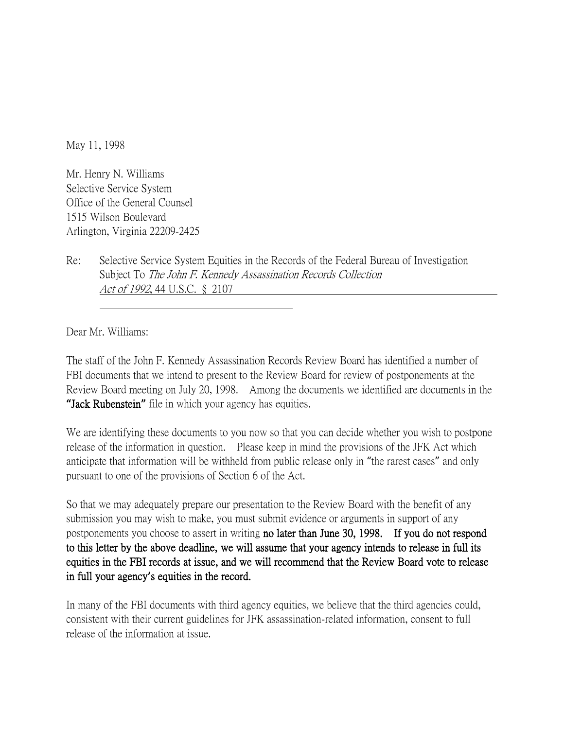May 11, 1998

Mr. Henry N. Williams
Selective Service System
Office of the General Counsel
1515 Wilson Boulevard
Arlington, Virginia 22209-2425

Re: Selective Service System Equities in the Records of the Federal Bureau of Investigation Subject To *The John F. Kennedy Assassination Records Collection Act of 1992*, 44 U.S.C. § 2107

Dear Mr. Williams:

The staff of the John F. Kennedy Assassination Records Review Board has identified a number of FBI documents that we intend to present to the Review Board for review of postponements at the Review Board meeting on July 20, 1998. Among the documents we identified are documents in the **"Jack Rubenstein"** file in which your agency has equities.

We are identifying these documents to you now so that you can decide whether you wish to postpone release of the information in question. Please keep in mind the provisions of the JFK Act which anticipate that information will be withheld from public release only in "the rarest cases" and only pursuant to one of the provisions of Section 6 of the Act.

So that we may adequately prepare our presentation to the Review Board with the benefit of any submission you may wish to make, you must submit evidence or arguments in support of any postponements you choose to assert in writing **no later than June 30, 1998. If you do not respond to this letter by the above deadline, we will assume that your agency intends to release in full its equities in the FBI records at issue, and we will recommend that the Review Board vote to release in full your agency's equities in the record.**

In many of the FBI documents with third agency equities, we believe that the third agencies could, consistent with their current guidelines for JFK assassination-related information, consent to full release of the information at issue.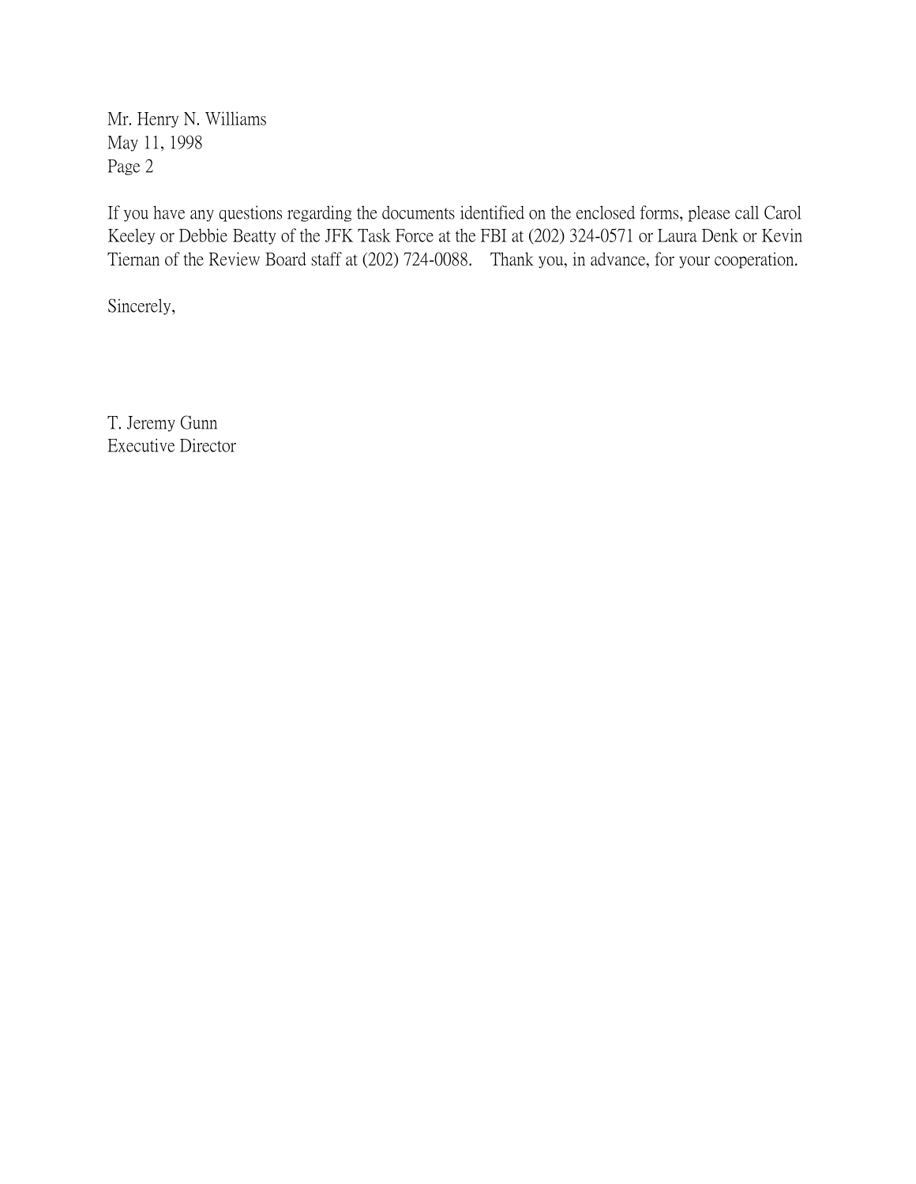Mr. Henry N. Williams
May 11, 1998
Page 2

If you have any questions regarding the documents identified on the enclosed forms, please call Carol Keeley or Debbie Beatty of the JFK Task Force at the FBI at (202) 324-0571 or Laura Denk or Kevin Tiernan of the Review Board staff at (202) 724-0088. Thank you, in advance, for your cooperation.

Sincerely,

T. Jeremy Gunn
Executive Director